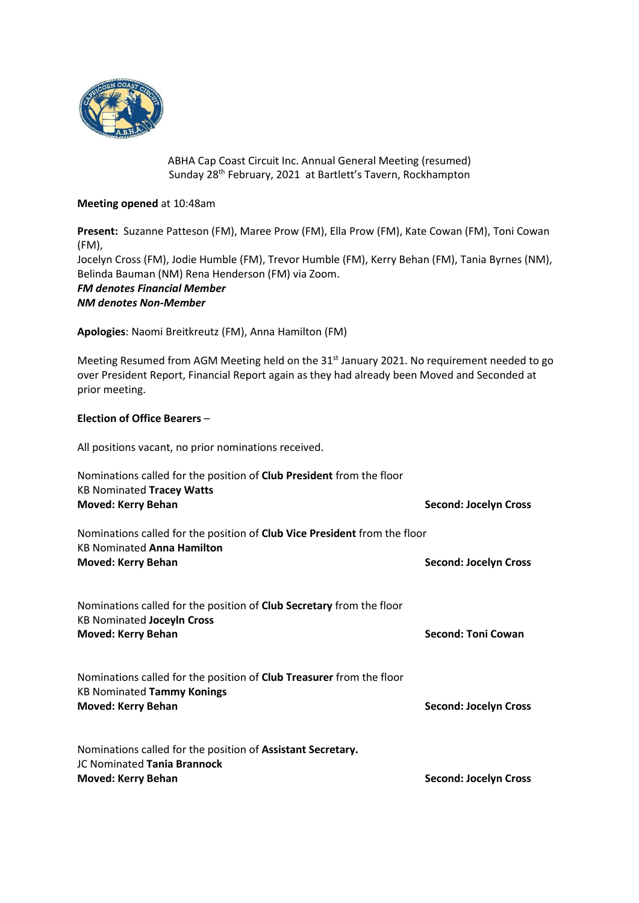ABHA Cap Coast Circuit Inc. Annual General Meeting (resumed)
Sunday 28th February, 2021 at Bartlett's Tavern, Rockhampton

**Meeting opened** at 10:48am

**Present:** Suzanne Patteson (FM), Maree Prow (FM), Ella Prow (FM), Kate Cowan (FM), Toni Cowan (FM),
Jocelyn Cross (FM), Jodie Humble (FM), Trevor Humble (FM), Kerry Behan (FM), Tania Byrnes (NM), Belinda Bauman (NM) Rena Henderson (FM) via Zoom.
***FM denotes Financial Member***
***NM denotes Non-Member***

**Apologies**: Naomi Breitkreutz (FM), Anna Hamilton (FM)

Meeting Resumed from AGM Meeting held on the 31st January 2021. No requirement needed to go over President Report, Financial Report again as they had already been Moved and Seconded at prior meeting.

**Election of Office Bearers** –

All positions vacant, no prior nominations received.

Nominations called for the position of **Club President** from the floor
KB Nominated **Tracey Watts**
**Moved: Kerry Behan** **Second: Jocelyn Cross**

Nominations called for the position of **Club Vice President** from the floor
KB Nominated **Anna Hamilton**
**Moved: Kerry Behan** **Second: Jocelyn Cross**

Nominations called for the position of **Club Secretary** from the floor
KB Nominated **Joceyln Cross**
**Moved: Kerry Behan** **Second: Toni Cowan**

Nominations called for the position of **Club Treasurer** from the floor
KB Nominated **Tammy Konings**
**Moved: Kerry Behan** **Second: Jocelyn Cross**

Nominations called for the position of **Assistant Secretary.**
JC Nominated **Tania Brannock**
**Moved: Kerry Behan** **Second: Jocelyn Cross**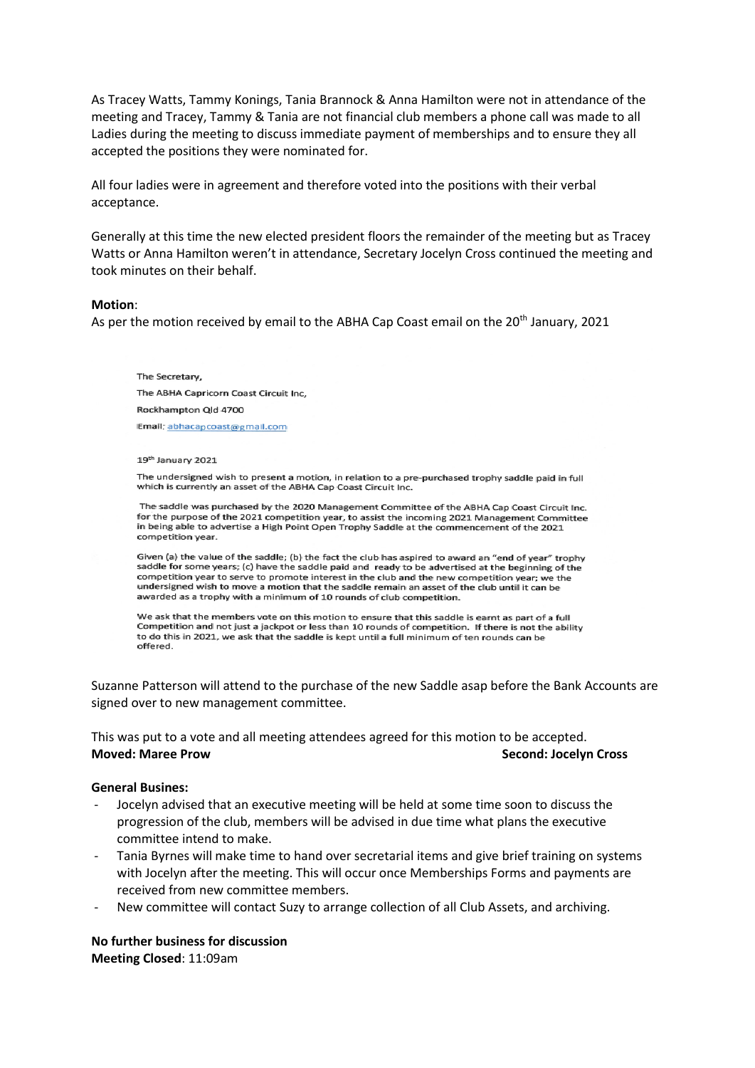As Tracey Watts, Tammy Konings, Tania Brannock & Anna Hamilton were not in attendance of the meeting and Tracey, Tammy & Tania are not financial club members a phone call was made to all Ladies during the meeting to discuss immediate payment of memberships and to ensure they all accepted the positions they were nominated for.

All four ladies were in agreement and therefore voted into the positions with their verbal acceptance.

Generally at this time the new elected president floors the remainder of the meeting but as Tracey Watts or Anna Hamilton weren't in attendance, Secretary Jocelyn Cross continued the meeting and took minutes on their behalf.

**Motion**:
As per the motion received by email to the ABHA Cap Coast email on the 20th January, 2021

> The Secretary,
> The ABHA Capricorn Coast Circuit Inc,
> Rockhampton Qld 4700
> Email: abhacapcoast@gmail.com
>
> 19th January 2021
>
> The undersigned wish to present a motion, in relation to a pre-purchased trophy saddle paid in full which is currently an asset of the ABHA Cap Coast Circuit Inc.
>
> The saddle was purchased by the 2020 Management Committee of the ABHA Cap Coast Circuit Inc. for the purpose of the 2021 competition year, to assist the incoming 2021 Management Committee in being able to advertise a High Point Open Trophy Saddle at the commencement of the 2021 competition year.
>
> Given (a) the value of the saddle; (b) the fact the club has aspired to award an "end of year" trophy saddle for some years; (c) have the saddle paid and ready to be advertised at the beginning of the competition year to serve to promote interest in the club and the new competition year; we the undersigned wish to move a motion that the saddle remain an asset of the club until it can be awarded as a trophy with a minimum of 10 rounds of club competition.
>
> We ask that the members vote on this motion to ensure that this saddle is earnt as part of a full Competition and not just a jackpot or less than 10 rounds of competition. If there is not the ability to do this in 2021, we ask that the saddle is kept until a full minimum of ten rounds can be offered.

Suzanne Patterson will attend to the purchase of the new Saddle asap before the Bank Accounts are signed over to new management committee.

This was put to a vote and all meeting attendees agreed for this motion to be accepted.
**Moved: Maree Prow** **Second: Jocelyn Cross**

**General Busines:**

- Jocelyn advised that an executive meeting will be held at some time soon to discuss the progression of the club, members will be advised in due time what plans the executive committee intend to make.
- Tania Byrnes will make time to hand over secretarial items and give brief training on systems with Jocelyn after the meeting. This will occur once Memberships Forms and payments are received from new committee members.
- New committee will contact Suzy to arrange collection of all Club Assets, and archiving.

**No further business for discussion**
**Meeting Closed**: 11:09am